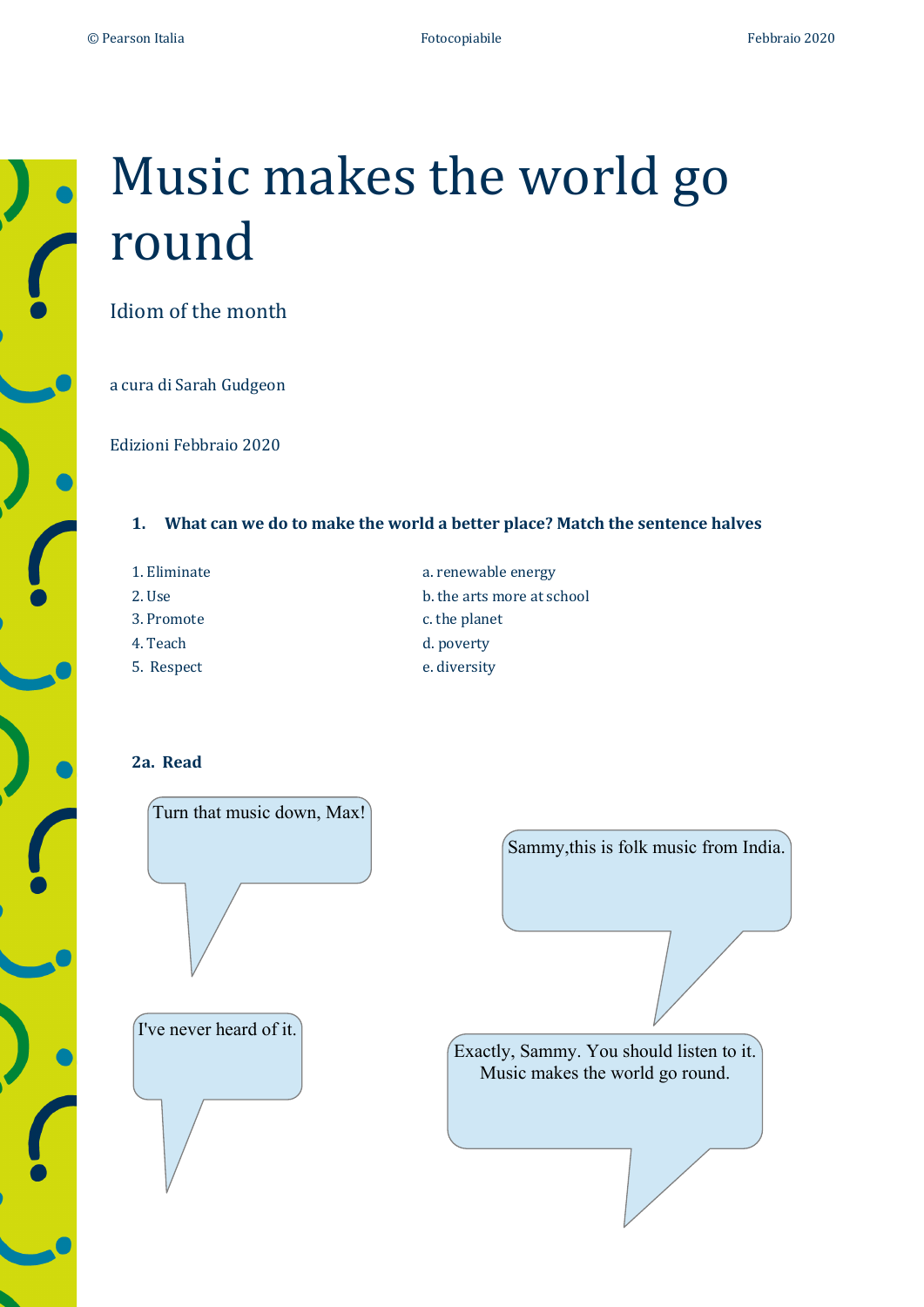# Music makes the world go round

## Idiom of the month

a cura di Sarah Gudgeon

Edizioni Febbraio 2020

### 1. What can we do to make the world a better place? Match the sentence halves

1. Eliminate
2. Use
3. Promote
4. Teach
5. Respect

a. renewable energy
b. the arts more at school
c. the planet
d. poverty
e. diversity

### 2a. Read

Turn that music down, Max!

Sammy,this is folk music from India.

I've never heard of it.

Exactly, Sammy. You should listen to it. Music makes the world go round.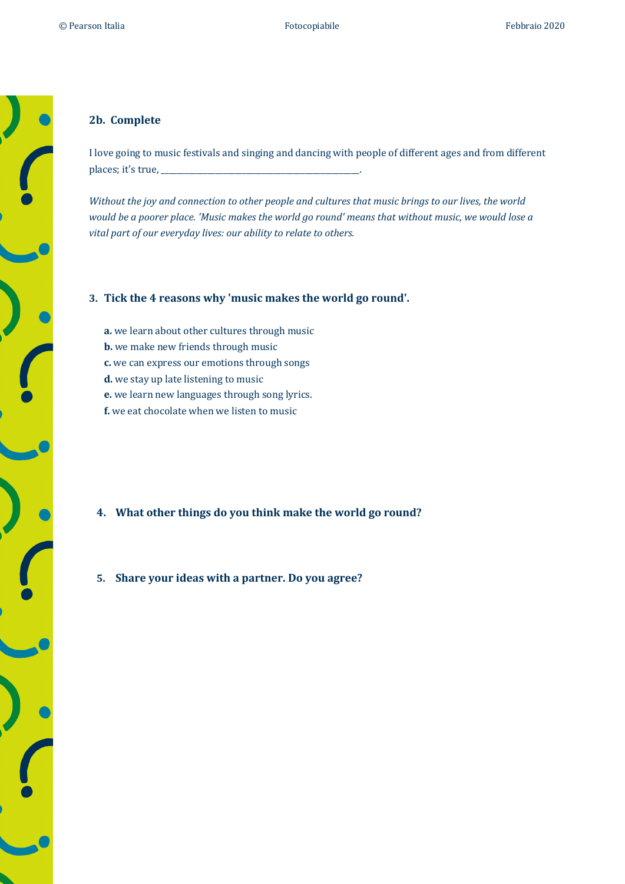### 2b. Complete

I love going to music festivals and singing and dancing with people of different ages and from different places; it's true, ______________________________________________.

*Without the joy and connection to other people and cultures that music brings to our lives, the world would be a poorer place. 'Music makes the world go round' means that without music, we would lose a vital part of our everyday lives: our ability to relate to others.*

### 3. Tick the 4 reasons why 'music makes the world go round'.

**a.** we learn about other cultures through music
**b.** we make new friends through music
**c.** we can express our emotions through songs
**d.** we stay up late listening to music
**e.** we learn new languages through song lyrics.
**f.** we eat chocolate when we listen to music

### 4. What other things do you think make the world go round?

### 5. Share your ideas with a partner. Do you agree?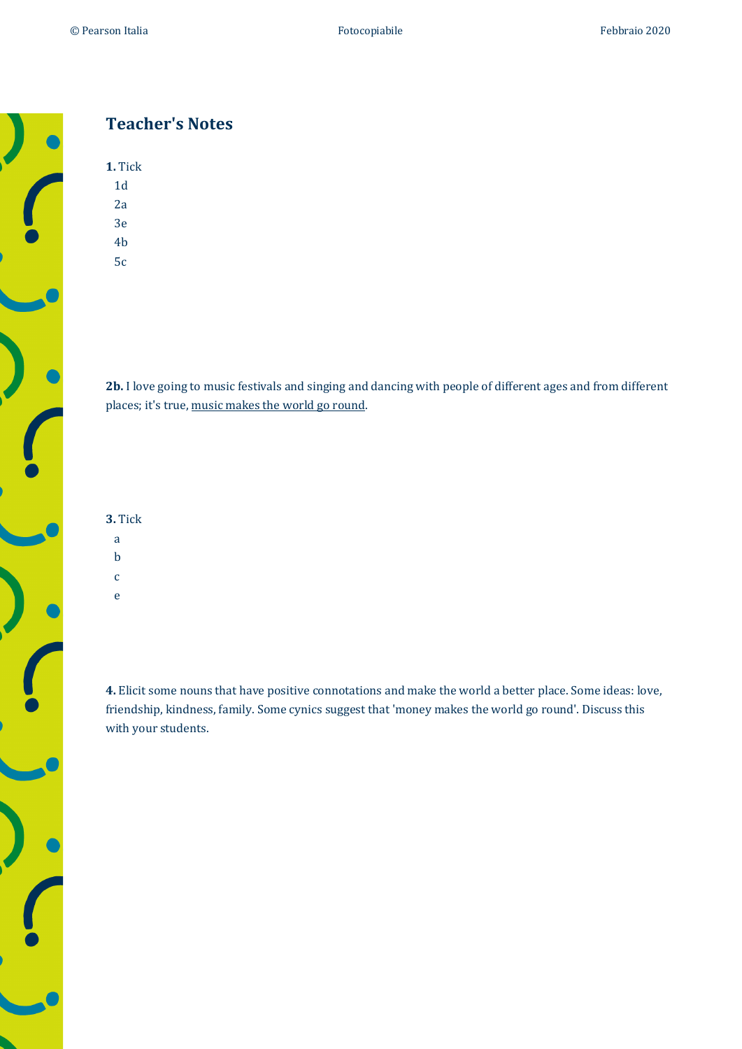## Teacher's Notes

**1.** Tick
1d
2a
3e
4b
5c

**2b.** I love going to music festivals and singing and dancing with people of different ages and from different places; it's true, <u>music makes the world go round</u>.

**3.** Tick
a
b
c
e

**4.** Elicit some nouns that have positive connotations and make the world a better place. Some ideas: love, friendship, kindness, family. Some cynics suggest that 'money makes the world go round'. Discuss this with your students.